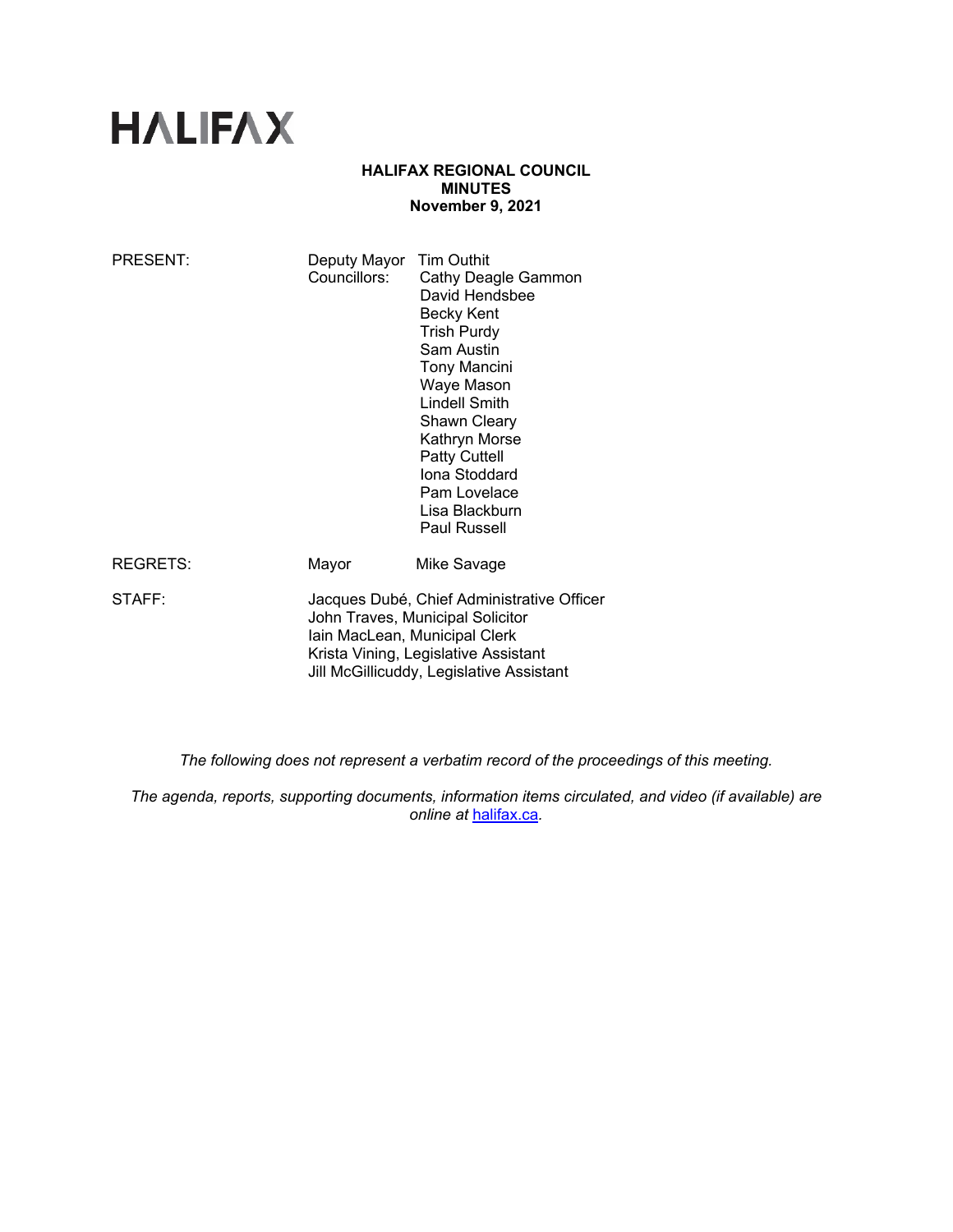HALIFAX

**HALIFAX REGIONAL COUNCIL**
**MINUTES**
**November 9, 2021**

| | | |
|---|---|---|
| PRESENT: | Deputy Mayor | Tim Outhit |
| | Councillors: | Cathy Deagle Gammon |
| | | David Hendsbee |
| | | Becky Kent |
| | | Trish Purdy |
| | | Sam Austin |
| | | Tony Mancini |
| | | Waye Mason |
| | | Lindell Smith |
| | | Shawn Cleary |
| | | Kathryn Morse |
| | | Patty Cuttell |
| | | Iona Stoddard |
| | | Pam Lovelace |
| | | Lisa Blackburn |
| | | Paul Russell |
| REGRETS: | Mayor | Mike Savage |
| STAFF: | Jacques Dubé, Chief Administrative Officer | |
| | John Traves, Municipal Solicitor | |
| | Iain MacLean, Municipal Clerk | |
| | Krista Vining, Legislative Assistant | |
| | Jill McGillicuddy, Legislative Assistant | |

*The following does not represent a verbatim record of the proceedings of this meeting.*

*The agenda, reports, supporting documents, information items circulated, and video (if available) are online at* [halifax.ca](halifax.ca)*.*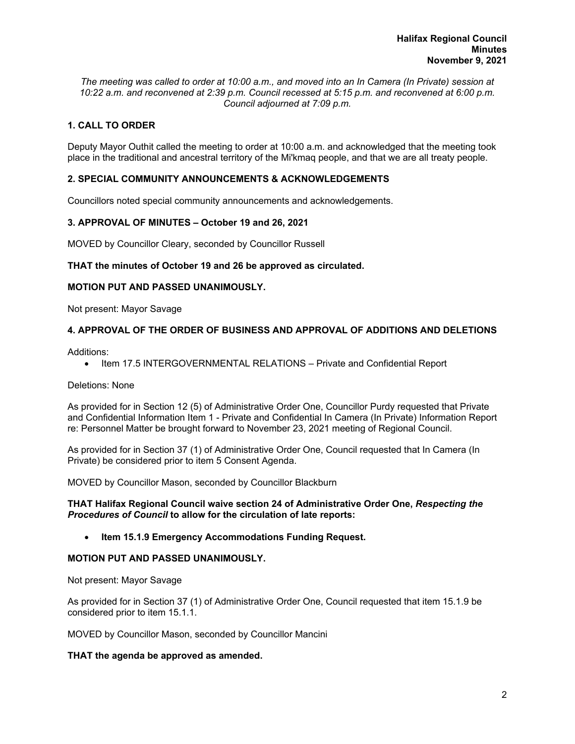*The meeting was called to order at 10:00 a.m., and moved into an In Camera (In Private) session at 10:22 a.m. and reconvened at 2:39 p.m. Council recessed at 5:15 p.m. and reconvened at 6:00 p.m. Council adjourned at 7:09 p.m.*

## 1. CALL TO ORDER

Deputy Mayor Outhit called the meeting to order at 10:00 a.m. and acknowledged that the meeting took place in the traditional and ancestral territory of the Mi'kmaq people, and that we are all treaty people.

## 2. SPECIAL COMMUNITY ANNOUNCEMENTS & ACKNOWLEDGEMENTS

Councillors noted special community announcements and acknowledgements.

## 3. APPROVAL OF MINUTES – October 19 and 26, 2021

MOVED by Councillor Cleary, seconded by Councillor Russell

**THAT the minutes of October 19 and 26 be approved as circulated.**

**MOTION PUT AND PASSED UNANIMOUSLY.**

Not present: Mayor Savage

## 4. APPROVAL OF THE ORDER OF BUSINESS AND APPROVAL OF ADDITIONS AND DELETIONS

Additions:

- Item 17.5 INTERGOVERNMENTAL RELATIONS – Private and Confidential Report

Deletions: None

As provided for in Section 12 (5) of Administrative Order One, Councillor Purdy requested that Private and Confidential Information Item 1 - Private and Confidential In Camera (In Private) Information Report re: Personnel Matter be brought forward to November 23, 2021 meeting of Regional Council.

As provided for in Section 37 (1) of Administrative Order One, Council requested that In Camera (In Private) be considered prior to item 5 Consent Agenda.

MOVED by Councillor Mason, seconded by Councillor Blackburn

**THAT Halifax Regional Council waive section 24 of Administrative Order One, *Respecting the Procedures of Council* to allow for the circulation of late reports:**

- **Item 15.1.9 Emergency Accommodations Funding Request.**

**MOTION PUT AND PASSED UNANIMOUSLY.**

Not present: Mayor Savage

As provided for in Section 37 (1) of Administrative Order One, Council requested that item 15.1.9 be considered prior to item 15.1.1.

MOVED by Councillor Mason, seconded by Councillor Mancini

**THAT the agenda be approved as amended.**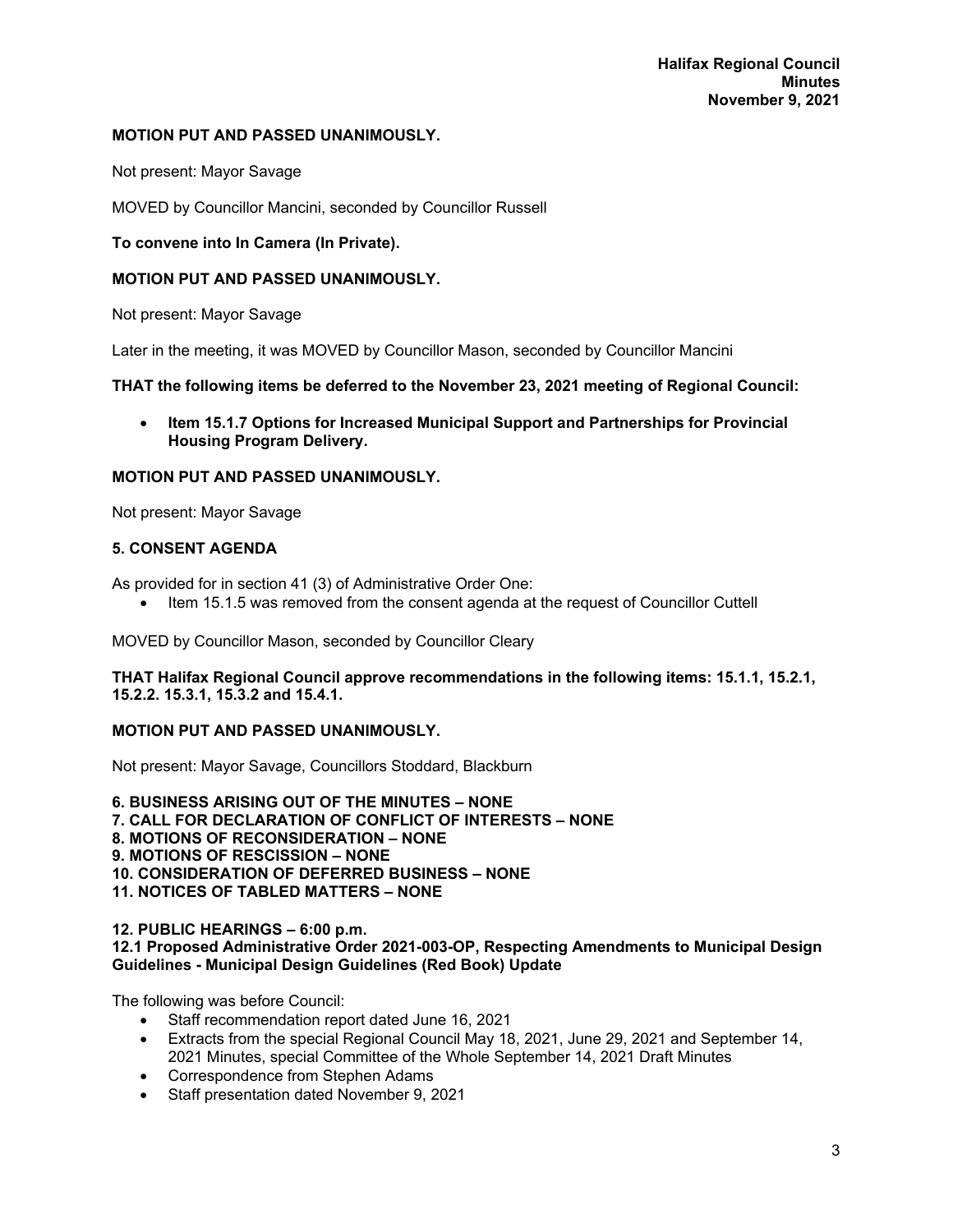**MOTION PUT AND PASSED UNANIMOUSLY.**

Not present: Mayor Savage

MOVED by Councillor Mancini, seconded by Councillor Russell

**To convene into In Camera (In Private).**

**MOTION PUT AND PASSED UNANIMOUSLY.**

Not present: Mayor Savage

Later in the meeting, it was MOVED by Councillor Mason, seconded by Councillor Mancini

**THAT the following items be deferred to the November 23, 2021 meeting of Regional Council:**

- **Item 15.1.7 Options for Increased Municipal Support and Partnerships for Provincial Housing Program Delivery.**

**MOTION PUT AND PASSED UNANIMOUSLY.**

Not present: Mayor Savage

## 5. CONSENT AGENDA

As provided for in section 41 (3) of Administrative Order One:

- Item 15.1.5 was removed from the consent agenda at the request of Councillor Cuttell

MOVED by Councillor Mason, seconded by Councillor Cleary

**THAT Halifax Regional Council approve recommendations in the following items: 15.1.1, 15.2.1, 15.2.2. 15.3.1, 15.3.2 and 15.4.1.**

**MOTION PUT AND PASSED UNANIMOUSLY.**

Not present: Mayor Savage, Councillors Stoddard, Blackburn

## 6. BUSINESS ARISING OUT OF THE MINUTES – NONE
## 7. CALL FOR DECLARATION OF CONFLICT OF INTERESTS – NONE
## 8. MOTIONS OF RECONSIDERATION – NONE
## 9. MOTIONS OF RESCISSION – NONE
## 10. CONSIDERATION OF DEFERRED BUSINESS – NONE
## 11. NOTICES OF TABLED MATTERS – NONE

## 12. PUBLIC HEARINGS – 6:00 p.m.
### 12.1 Proposed Administrative Order 2021-003-OP, Respecting Amendments to Municipal Design Guidelines - Municipal Design Guidelines (Red Book) Update

The following was before Council:

- Staff recommendation report dated June 16, 2021
- Extracts from the special Regional Council May 18, 2021, June 29, 2021 and September 14, 2021 Minutes, special Committee of the Whole September 14, 2021 Draft Minutes
- Correspondence from Stephen Adams
- Staff presentation dated November 9, 2021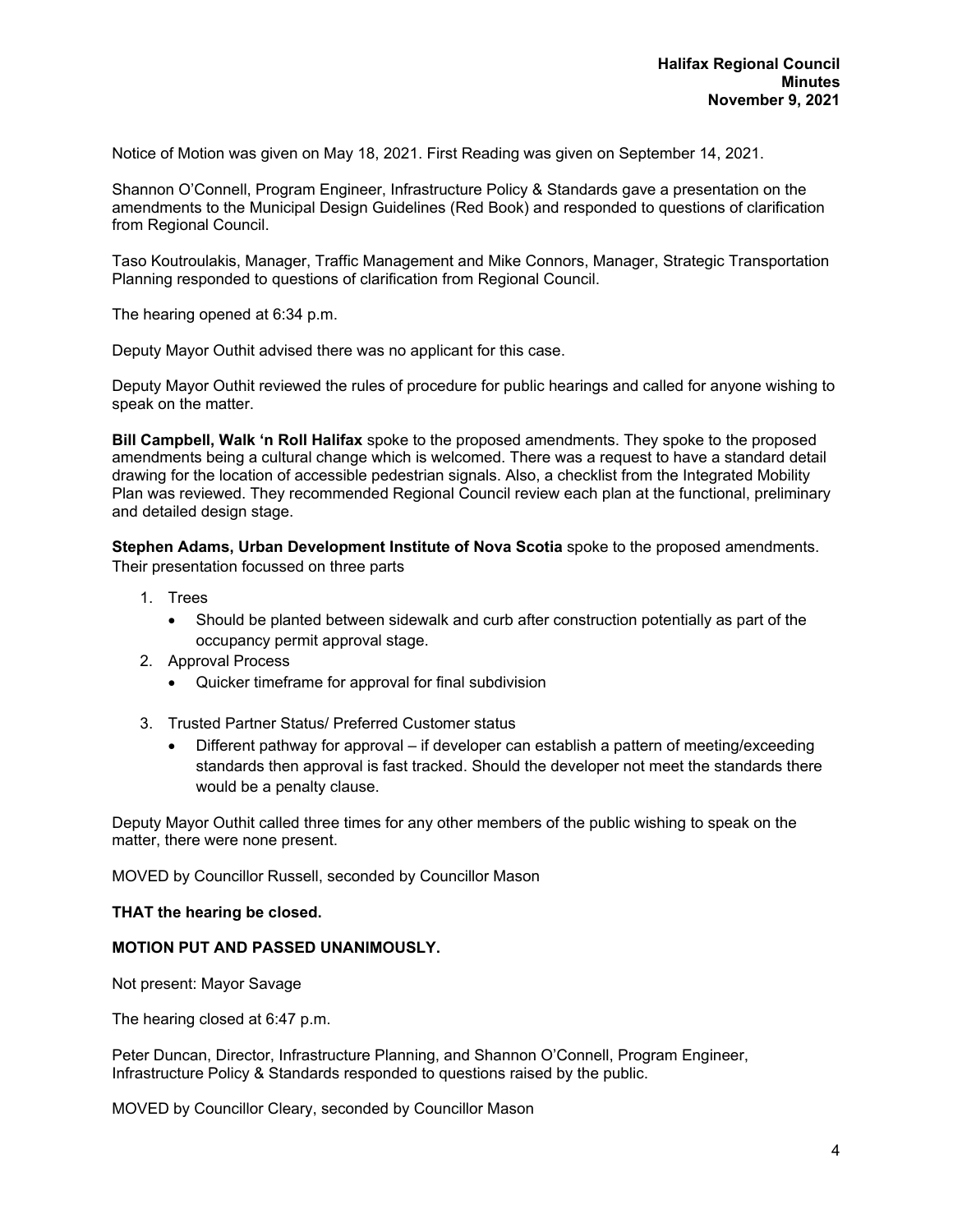Notice of Motion was given on May 18, 2021. First Reading was given on September 14, 2021.

Shannon O'Connell, Program Engineer, Infrastructure Policy & Standards gave a presentation on the amendments to the Municipal Design Guidelines (Red Book) and responded to questions of clarification from Regional Council.

Taso Koutroulakis, Manager, Traffic Management and Mike Connors, Manager, Strategic Transportation Planning responded to questions of clarification from Regional Council.

The hearing opened at 6:34 p.m.

Deputy Mayor Outhit advised there was no applicant for this case.

Deputy Mayor Outhit reviewed the rules of procedure for public hearings and called for anyone wishing to speak on the matter.

**Bill Campbell, Walk 'n Roll Halifax** spoke to the proposed amendments. They spoke to the proposed amendments being a cultural change which is welcomed. There was a request to have a standard detail drawing for the location of accessible pedestrian signals. Also, a checklist from the Integrated Mobility Plan was reviewed. They recommended Regional Council review each plan at the functional, preliminary and detailed design stage.

**Stephen Adams, Urban Development Institute of Nova Scotia** spoke to the proposed amendments. Their presentation focussed on three parts

1. Trees
   - Should be planted between sidewalk and curb after construction potentially as part of the occupancy permit approval stage.
2. Approval Process
   - Quicker timeframe for approval for final subdivision
3. Trusted Partner Status/ Preferred Customer status
   - Different pathway for approval – if developer can establish a pattern of meeting/exceeding standards then approval is fast tracked. Should the developer not meet the standards there would be a penalty clause.

Deputy Mayor Outhit called three times for any other members of the public wishing to speak on the matter, there were none present.

MOVED by Councillor Russell, seconded by Councillor Mason

**THAT the hearing be closed.**

**MOTION PUT AND PASSED UNANIMOUSLY.**

Not present: Mayor Savage

The hearing closed at 6:47 p.m.

Peter Duncan, Director, Infrastructure Planning, and Shannon O'Connell, Program Engineer, Infrastructure Policy & Standards responded to questions raised by the public.

MOVED by Councillor Cleary, seconded by Councillor Mason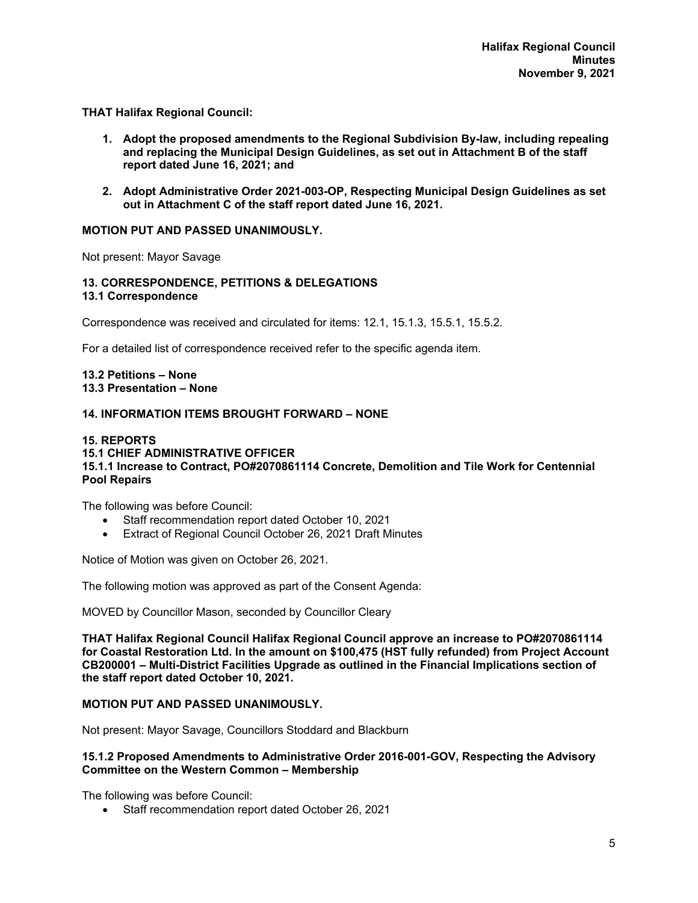**THAT Halifax Regional Council:**

1. **Adopt the proposed amendments to the Regional Subdivision By-law, including repealing and replacing the Municipal Design Guidelines, as set out in Attachment B of the staff report dated June 16, 2021; and**

2. **Adopt Administrative Order 2021-003-OP, Respecting Municipal Design Guidelines as set out in Attachment C of the staff report dated June 16, 2021.**

**MOTION PUT AND PASSED UNANIMOUSLY.**

Not present: Mayor Savage

## 13. CORRESPONDENCE, PETITIONS & DELEGATIONS

### 13.1 Correspondence

Correspondence was received and circulated for items: 12.1, 15.1.3, 15.5.1, 15.5.2.

For a detailed list of correspondence received refer to the specific agenda item.

### 13.2 Petitions – None

### 13.3 Presentation – None

## 14. INFORMATION ITEMS BROUGHT FORWARD – NONE

## 15. REPORTS

### 15.1 CHIEF ADMINISTRATIVE OFFICER

#### 15.1.1 Increase to Contract, PO#2070861114 Concrete, Demolition and Tile Work for Centennial Pool Repairs

The following was before Council:

- Staff recommendation report dated October 10, 2021
- Extract of Regional Council October 26, 2021 Draft Minutes

Notice of Motion was given on October 26, 2021.

The following motion was approved as part of the Consent Agenda:

MOVED by Councillor Mason, seconded by Councillor Cleary

**THAT Halifax Regional Council Halifax Regional Council approve an increase to PO#2070861114 for Coastal Restoration Ltd. In the amount on $100,475 (HST fully refunded) from Project Account CB200001 – Multi-District Facilities Upgrade as outlined in the Financial Implications section of the staff report dated October 10, 2021.**

**MOTION PUT AND PASSED UNANIMOUSLY.**

Not present: Mayor Savage, Councillors Stoddard and Blackburn

#### 15.1.2 Proposed Amendments to Administrative Order 2016-001-GOV, Respecting the Advisory Committee on the Western Common – Membership

The following was before Council:

- Staff recommendation report dated October 26, 2021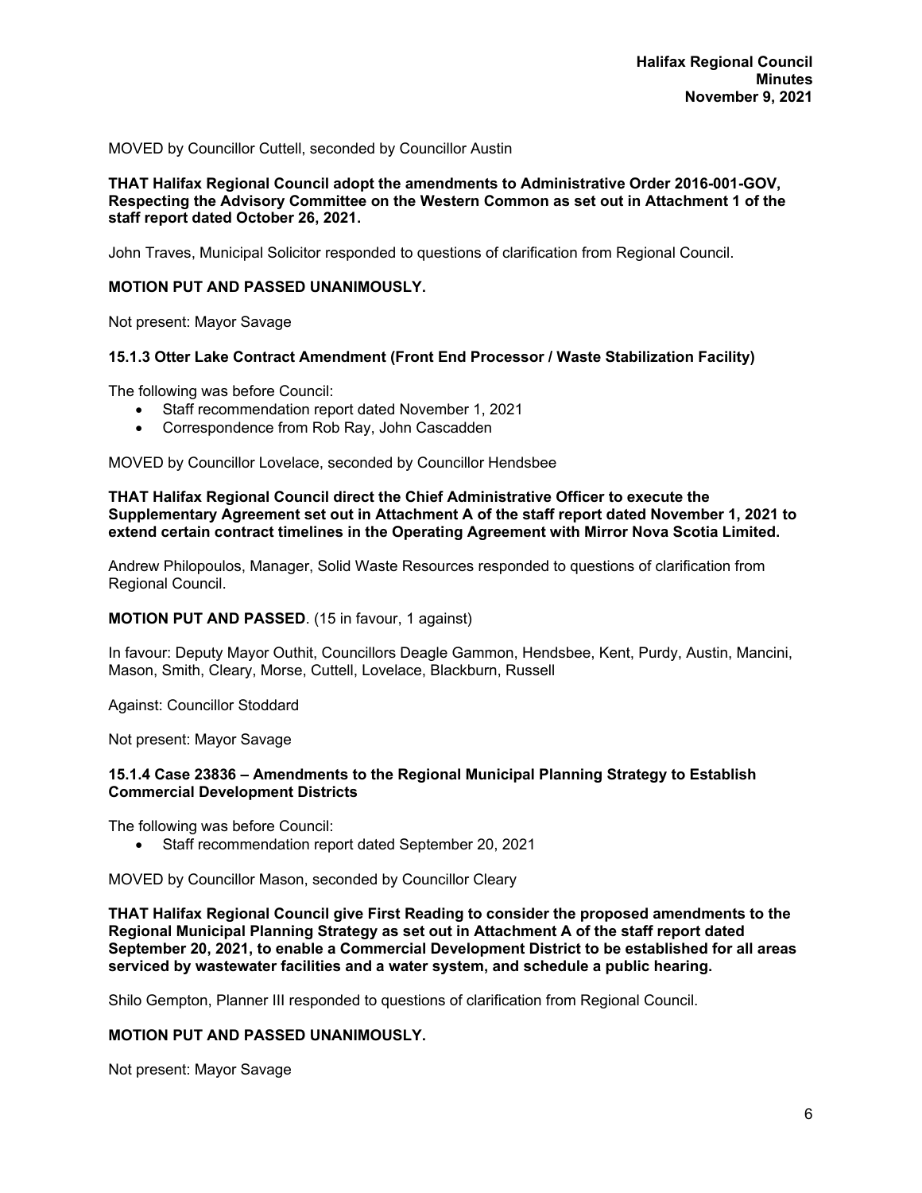MOVED by Councillor Cuttell, seconded by Councillor Austin

**THAT Halifax Regional Council adopt the amendments to Administrative Order 2016-001-GOV, Respecting the Advisory Committee on the Western Common as set out in Attachment 1 of the staff report dated October 26, 2021.**

John Traves, Municipal Solicitor responded to questions of clarification from Regional Council.

**MOTION PUT AND PASSED UNANIMOUSLY.**

Not present: Mayor Savage

### 15.1.3 Otter Lake Contract Amendment (Front End Processor / Waste Stabilization Facility)

The following was before Council:

- Staff recommendation report dated November 1, 2021
- Correspondence from Rob Ray, John Cascadden

MOVED by Councillor Lovelace, seconded by Councillor Hendsbee

**THAT Halifax Regional Council direct the Chief Administrative Officer to execute the Supplementary Agreement set out in Attachment A of the staff report dated November 1, 2021 to extend certain contract timelines in the Operating Agreement with Mirror Nova Scotia Limited.**

Andrew Philopoulos, Manager, Solid Waste Resources responded to questions of clarification from Regional Council.

**MOTION PUT AND PASSED**. (15 in favour, 1 against)

In favour: Deputy Mayor Outhit, Councillors Deagle Gammon, Hendsbee, Kent, Purdy, Austin, Mancini, Mason, Smith, Cleary, Morse, Cuttell, Lovelace, Blackburn, Russell

Against: Councillor Stoddard

Not present: Mayor Savage

### 15.1.4 Case 23836 – Amendments to the Regional Municipal Planning Strategy to Establish Commercial Development Districts

The following was before Council:

- Staff recommendation report dated September 20, 2021

MOVED by Councillor Mason, seconded by Councillor Cleary

**THAT Halifax Regional Council give First Reading to consider the proposed amendments to the Regional Municipal Planning Strategy as set out in Attachment A of the staff report dated September 20, 2021, to enable a Commercial Development District to be established for all areas serviced by wastewater facilities and a water system, and schedule a public hearing.**

Shilo Gempton, Planner III responded to questions of clarification from Regional Council.

**MOTION PUT AND PASSED UNANIMOUSLY.**

Not present: Mayor Savage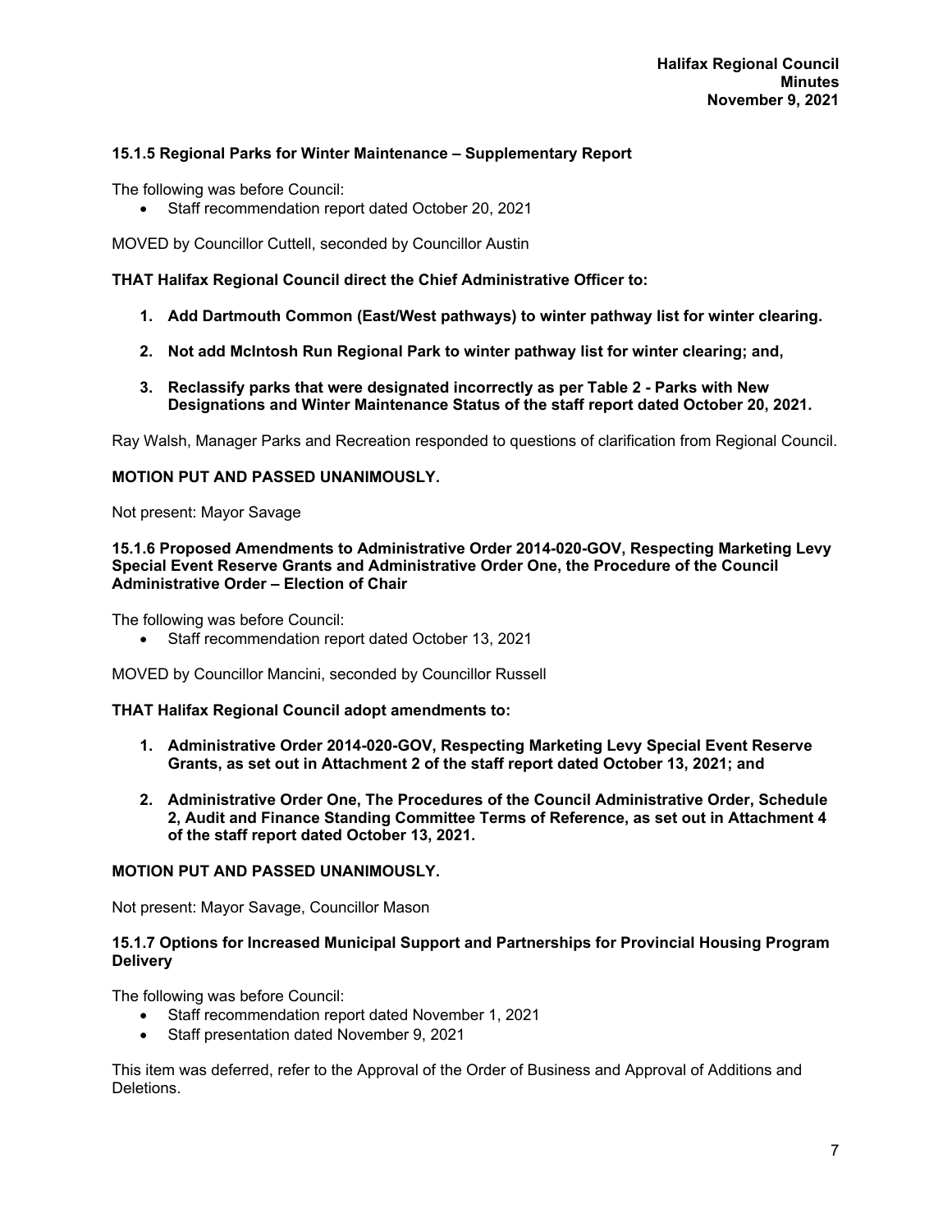### 15.1.5 Regional Parks for Winter Maintenance – Supplementary Report

The following was before Council:

- Staff recommendation report dated October 20, 2021

MOVED by Councillor Cuttell, seconded by Councillor Austin

**THAT Halifax Regional Council direct the Chief Administrative Officer to:**

1. **Add Dartmouth Common (East/West pathways) to winter pathway list for winter clearing.**
2. **Not add McIntosh Run Regional Park to winter pathway list for winter clearing; and,**
3. **Reclassify parks that were designated incorrectly as per Table 2 - Parks with New Designations and Winter Maintenance Status of the staff report dated October 20, 2021.**

Ray Walsh, Manager Parks and Recreation responded to questions of clarification from Regional Council.

**MOTION PUT AND PASSED UNANIMOUSLY.**

Not present: Mayor Savage

### 15.1.6 Proposed Amendments to Administrative Order 2014-020-GOV, Respecting Marketing Levy Special Event Reserve Grants and Administrative Order One, the Procedure of the Council Administrative Order – Election of Chair

The following was before Council:

- Staff recommendation report dated October 13, 2021

MOVED by Councillor Mancini, seconded by Councillor Russell

**THAT Halifax Regional Council adopt amendments to:**

1. **Administrative Order 2014-020-GOV, Respecting Marketing Levy Special Event Reserve Grants, as set out in Attachment 2 of the staff report dated October 13, 2021; and**
2. **Administrative Order One, The Procedures of the Council Administrative Order, Schedule 2, Audit and Finance Standing Committee Terms of Reference, as set out in Attachment 4 of the staff report dated October 13, 2021.**

**MOTION PUT AND PASSED UNANIMOUSLY.**

Not present: Mayor Savage, Councillor Mason

### 15.1.7 Options for Increased Municipal Support and Partnerships for Provincial Housing Program Delivery

The following was before Council:

- Staff recommendation report dated November 1, 2021
- Staff presentation dated November 9, 2021

This item was deferred, refer to the Approval of the Order of Business and Approval of Additions and Deletions.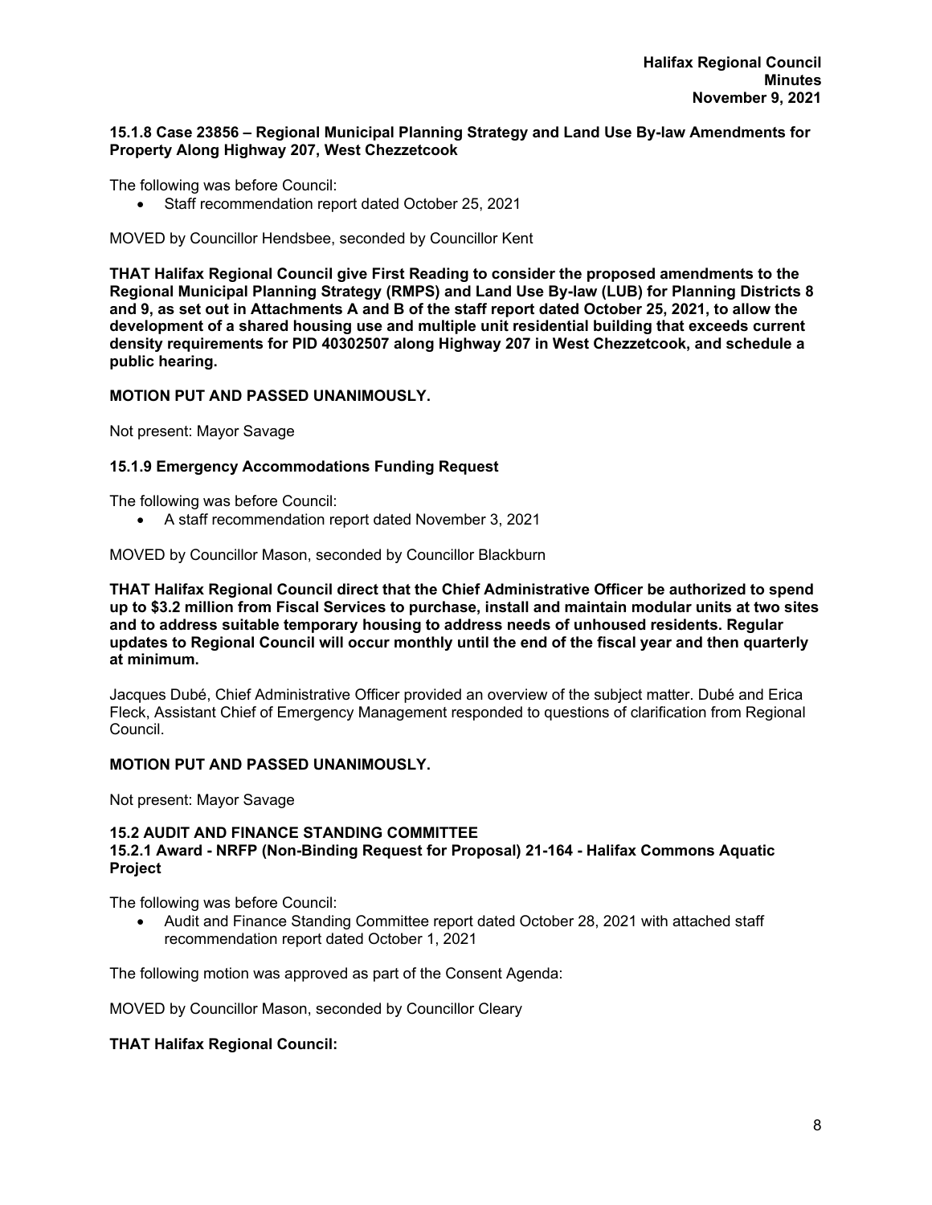### 15.1.8 Case 23856 – Regional Municipal Planning Strategy and Land Use By-law Amendments for Property Along Highway 207, West Chezzetcook

The following was before Council:

- Staff recommendation report dated October 25, 2021

MOVED by Councillor Hendsbee, seconded by Councillor Kent

**THAT Halifax Regional Council give First Reading to consider the proposed amendments to the Regional Municipal Planning Strategy (RMPS) and Land Use By-law (LUB) for Planning Districts 8 and 9, as set out in Attachments A and B of the staff report dated October 25, 2021, to allow the development of a shared housing use and multiple unit residential building that exceeds current density requirements for PID 40302507 along Highway 207 in West Chezzetcook, and schedule a public hearing.**

**MOTION PUT AND PASSED UNANIMOUSLY.**

Not present: Mayor Savage

### 15.1.9 Emergency Accommodations Funding Request

The following was before Council:

- A staff recommendation report dated November 3, 2021

MOVED by Councillor Mason, seconded by Councillor Blackburn

**THAT Halifax Regional Council direct that the Chief Administrative Officer be authorized to spend up to $3.2 million from Fiscal Services to purchase, install and maintain modular units at two sites and to address suitable temporary housing to address needs of unhoused residents. Regular updates to Regional Council will occur monthly until the end of the fiscal year and then quarterly at minimum.**

Jacques Dubé, Chief Administrative Officer provided an overview of the subject matter. Dubé and Erica Fleck, Assistant Chief of Emergency Management responded to questions of clarification from Regional Council.

**MOTION PUT AND PASSED UNANIMOUSLY.**

Not present: Mayor Savage

## 15.2 AUDIT AND FINANCE STANDING COMMITTEE

### 15.2.1 Award - NRFP (Non-Binding Request for Proposal) 21-164 - Halifax Commons Aquatic Project

The following was before Council:

- Audit and Finance Standing Committee report dated October 28, 2021 with attached staff recommendation report dated October 1, 2021

The following motion was approved as part of the Consent Agenda:

MOVED by Councillor Mason, seconded by Councillor Cleary

**THAT Halifax Regional Council:**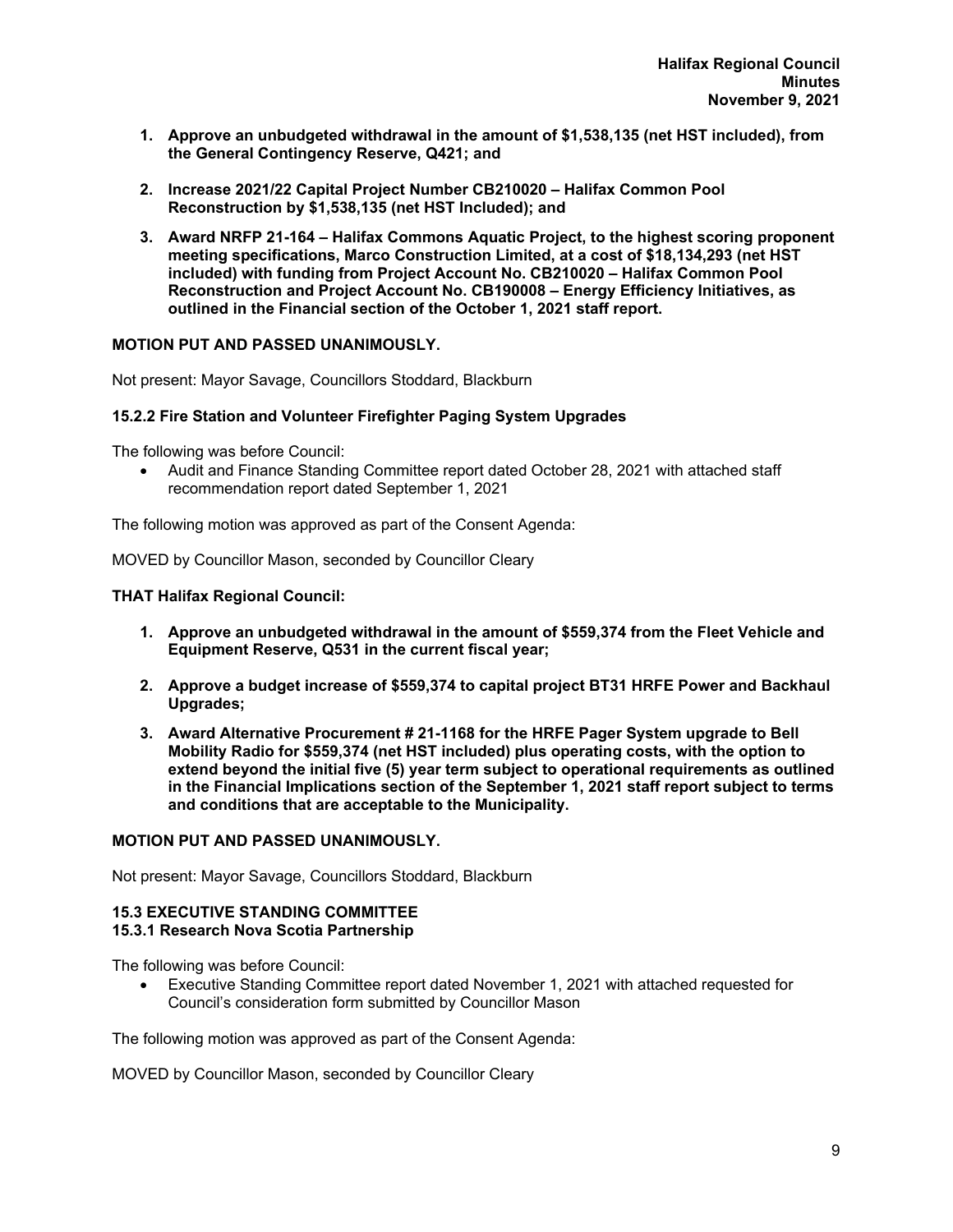1. **Approve an unbudgeted withdrawal in the amount of $1,538,135 (net HST included), from the General Contingency Reserve, Q421; and**

2. **Increase 2021/22 Capital Project Number CB210020 – Halifax Common Pool Reconstruction by $1,538,135 (net HST Included); and**

3. **Award NRFP 21-164 – Halifax Commons Aquatic Project, to the highest scoring proponent meeting specifications, Marco Construction Limited, at a cost of $18,134,293 (net HST included) with funding from Project Account No. CB210020 – Halifax Common Pool Reconstruction and Project Account No. CB190008 – Energy Efficiency Initiatives, as outlined in the Financial section of the October 1, 2021 staff report.**

**MOTION PUT AND PASSED UNANIMOUSLY.**

Not present: Mayor Savage, Councillors Stoddard, Blackburn

### 15.2.2 Fire Station and Volunteer Firefighter Paging System Upgrades

The following was before Council:

- Audit and Finance Standing Committee report dated October 28, 2021 with attached staff recommendation report dated September 1, 2021

The following motion was approved as part of the Consent Agenda:

MOVED by Councillor Mason, seconded by Councillor Cleary

**THAT Halifax Regional Council:**

1. **Approve an unbudgeted withdrawal in the amount of $559,374 from the Fleet Vehicle and Equipment Reserve, Q531 in the current fiscal year;**

2. **Approve a budget increase of $559,374 to capital project BT31 HRFE Power and Backhaul Upgrades;**

3. **Award Alternative Procurement # 21-1168 for the HRFE Pager System upgrade to Bell Mobility Radio for $559,374 (net HST included) plus operating costs, with the option to extend beyond the initial five (5) year term subject to operational requirements as outlined in the Financial Implications section of the September 1, 2021 staff report subject to terms and conditions that are acceptable to the Municipality.**

**MOTION PUT AND PASSED UNANIMOUSLY.**

Not present: Mayor Savage, Councillors Stoddard, Blackburn

### 15.3 EXECUTIVE STANDING COMMITTEE
### 15.3.1 Research Nova Scotia Partnership

The following was before Council:

- Executive Standing Committee report dated November 1, 2021 with attached requested for Council's consideration form submitted by Councillor Mason

The following motion was approved as part of the Consent Agenda:

MOVED by Councillor Mason, seconded by Councillor Cleary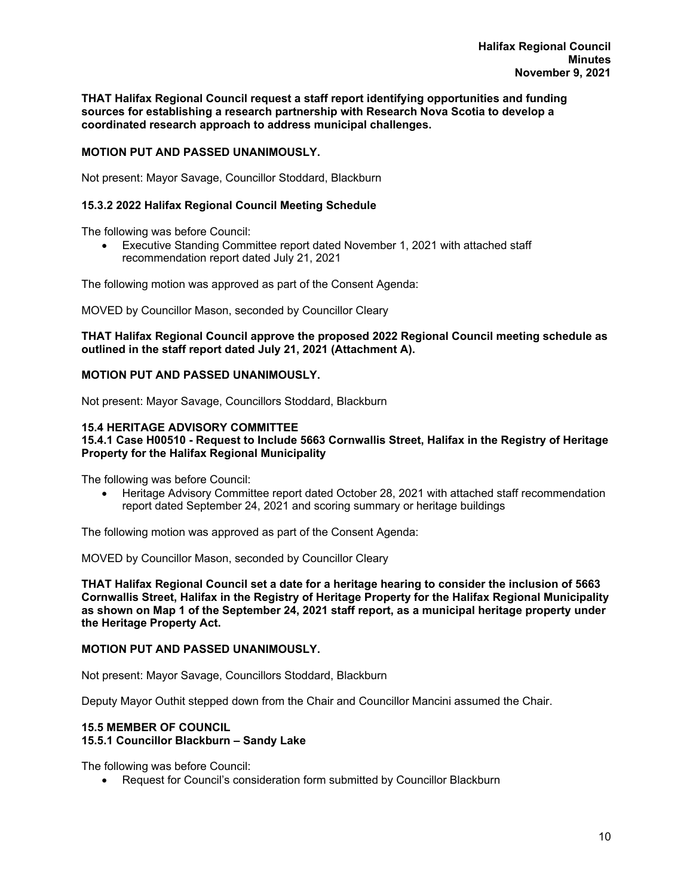**THAT Halifax Regional Council request a staff report identifying opportunities and funding sources for establishing a research partnership with Research Nova Scotia to develop a coordinated research approach to address municipal challenges.**

**MOTION PUT AND PASSED UNANIMOUSLY.**

Not present: Mayor Savage, Councillor Stoddard, Blackburn

### 15.3.2 2022 Halifax Regional Council Meeting Schedule

The following was before Council:

- Executive Standing Committee report dated November 1, 2021 with attached staff recommendation report dated July 21, 2021

The following motion was approved as part of the Consent Agenda:

MOVED by Councillor Mason, seconded by Councillor Cleary

**THAT Halifax Regional Council approve the proposed 2022 Regional Council meeting schedule as outlined in the staff report dated July 21, 2021 (Attachment A).**

**MOTION PUT AND PASSED UNANIMOUSLY.**

Not present: Mayor Savage, Councillors Stoddard, Blackburn

## 15.4 HERITAGE ADVISORY COMMITTEE

### 15.4.1 Case H00510 - Request to Include 5663 Cornwallis Street, Halifax in the Registry of Heritage Property for the Halifax Regional Municipality

The following was before Council:

- Heritage Advisory Committee report dated October 28, 2021 with attached staff recommendation report dated September 24, 2021 and scoring summary or heritage buildings

The following motion was approved as part of the Consent Agenda:

MOVED by Councillor Mason, seconded by Councillor Cleary

**THAT Halifax Regional Council set a date for a heritage hearing to consider the inclusion of 5663 Cornwallis Street, Halifax in the Registry of Heritage Property for the Halifax Regional Municipality as shown on Map 1 of the September 24, 2021 staff report, as a municipal heritage property under the Heritage Property Act.**

**MOTION PUT AND PASSED UNANIMOUSLY.**

Not present: Mayor Savage, Councillors Stoddard, Blackburn

Deputy Mayor Outhit stepped down from the Chair and Councillor Mancini assumed the Chair.

## 15.5 MEMBER OF COUNCIL

### 15.5.1 Councillor Blackburn – Sandy Lake

The following was before Council:

- Request for Council's consideration form submitted by Councillor Blackburn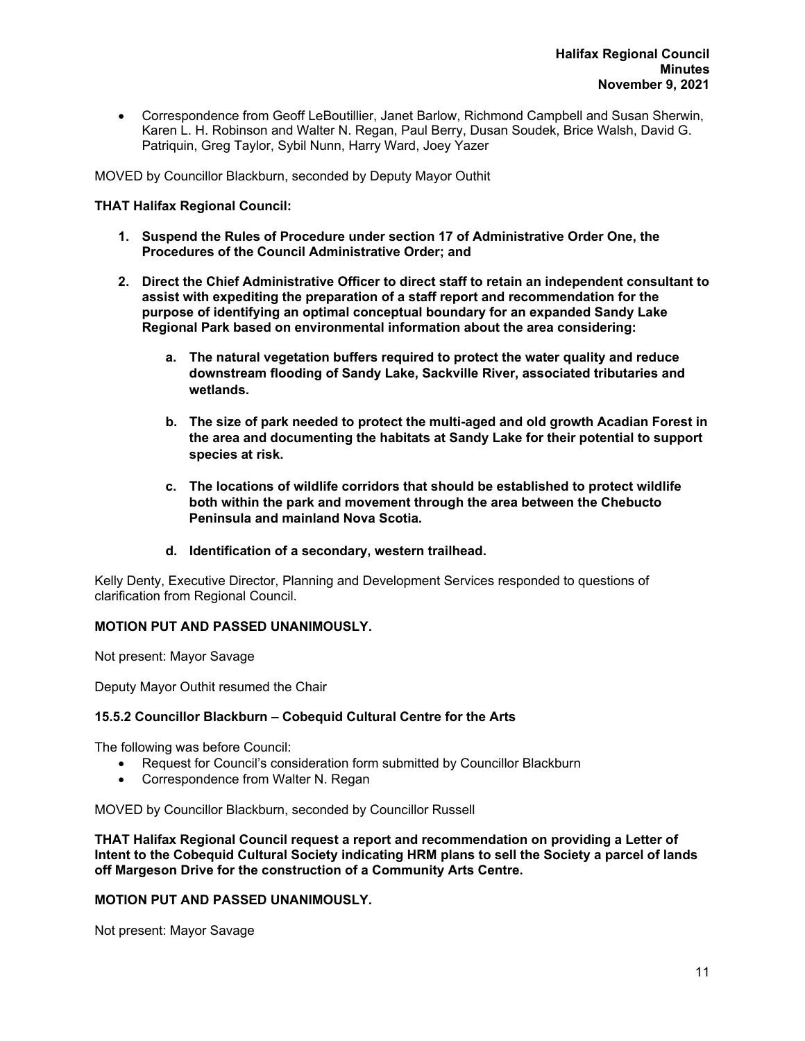- Correspondence from Geoff LeBoutillier, Janet Barlow, Richmond Campbell and Susan Sherwin, Karen L. H. Robinson and Walter N. Regan, Paul Berry, Dusan Soudek, Brice Walsh, David G. Patriquin, Greg Taylor, Sybil Nunn, Harry Ward, Joey Yazer

MOVED by Councillor Blackburn, seconded by Deputy Mayor Outhit

**THAT Halifax Regional Council:**

1. **Suspend the Rules of Procedure under section 17 of Administrative Order One, the Procedures of the Council Administrative Order; and**
2. **Direct the Chief Administrative Officer to direct staff to retain an independent consultant to assist with expediting the preparation of a staff report and recommendation for the purpose of identifying an optimal conceptual boundary for an expanded Sandy Lake Regional Park based on environmental information about the area considering:**
   a. **The natural vegetation buffers required to protect the water quality and reduce downstream flooding of Sandy Lake, Sackville River, associated tributaries and wetlands.**
   b. **The size of park needed to protect the multi-aged and old growth Acadian Forest in the area and documenting the habitats at Sandy Lake for their potential to support species at risk.**
   c. **The locations of wildlife corridors that should be established to protect wildlife both within the park and movement through the area between the Chebucto Peninsula and mainland Nova Scotia.**
   d. **Identification of a secondary, western trailhead.**

Kelly Denty, Executive Director, Planning and Development Services responded to questions of clarification from Regional Council.

**MOTION PUT AND PASSED UNANIMOUSLY.**

Not present: Mayor Savage

Deputy Mayor Outhit resumed the Chair

### 15.5.2 Councillor Blackburn – Cobequid Cultural Centre for the Arts

The following was before Council:

- Request for Council's consideration form submitted by Councillor Blackburn
- Correspondence from Walter N. Regan

MOVED by Councillor Blackburn, seconded by Councillor Russell

**THAT Halifax Regional Council request a report and recommendation on providing a Letter of Intent to the Cobequid Cultural Society indicating HRM plans to sell the Society a parcel of lands off Margeson Drive for the construction of a Community Arts Centre.**

**MOTION PUT AND PASSED UNANIMOUSLY.**

Not present: Mayor Savage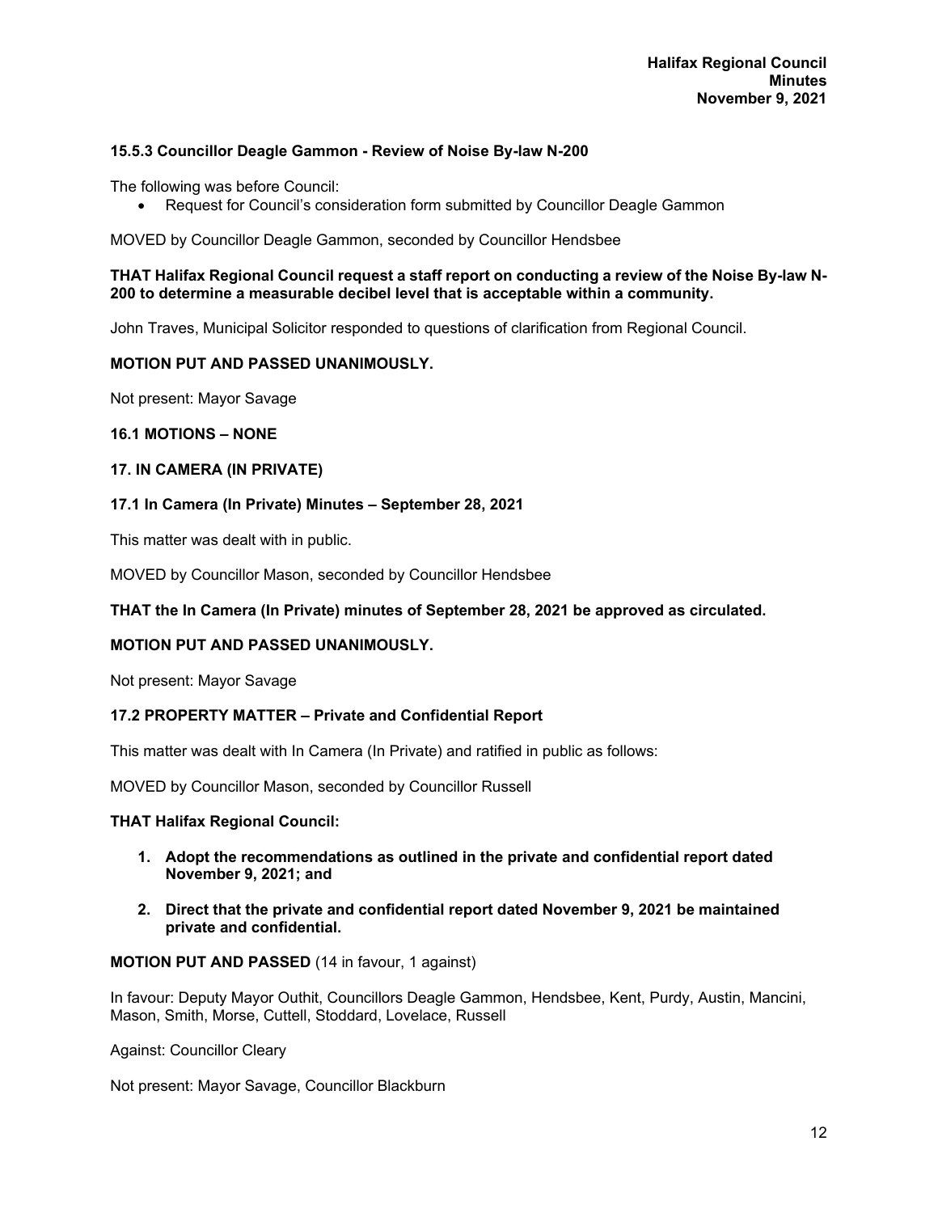### 15.5.3 Councillor Deagle Gammon - Review of Noise By-law N-200

The following was before Council:

- Request for Council's consideration form submitted by Councillor Deagle Gammon

MOVED by Councillor Deagle Gammon, seconded by Councillor Hendsbee

**THAT Halifax Regional Council request a staff report on conducting a review of the Noise By-law N-200 to determine a measurable decibel level that is acceptable within a community.**

John Traves, Municipal Solicitor responded to questions of clarification from Regional Council.

**MOTION PUT AND PASSED UNANIMOUSLY.**

Not present: Mayor Savage

### 16.1 MOTIONS – NONE

### 17. IN CAMERA (IN PRIVATE)

### 17.1 In Camera (In Private) Minutes – September 28, 2021

This matter was dealt with in public.

MOVED by Councillor Mason, seconded by Councillor Hendsbee

**THAT the In Camera (In Private) minutes of September 28, 2021 be approved as circulated.**

**MOTION PUT AND PASSED UNANIMOUSLY.**

Not present: Mayor Savage

### 17.2 PROPERTY MATTER – Private and Confidential Report

This matter was dealt with In Camera (In Private) and ratified in public as follows:

MOVED by Councillor Mason, seconded by Councillor Russell

**THAT Halifax Regional Council:**

1. **Adopt the recommendations as outlined in the private and confidential report dated November 9, 2021; and**
2. **Direct that the private and confidential report dated November 9, 2021 be maintained private and confidential.**

**MOTION PUT AND PASSED** (14 in favour, 1 against)

In favour: Deputy Mayor Outhit, Councillors Deagle Gammon, Hendsbee, Kent, Purdy, Austin, Mancini, Mason, Smith, Morse, Cuttell, Stoddard, Lovelace, Russell

Against: Councillor Cleary

Not present: Mayor Savage, Councillor Blackburn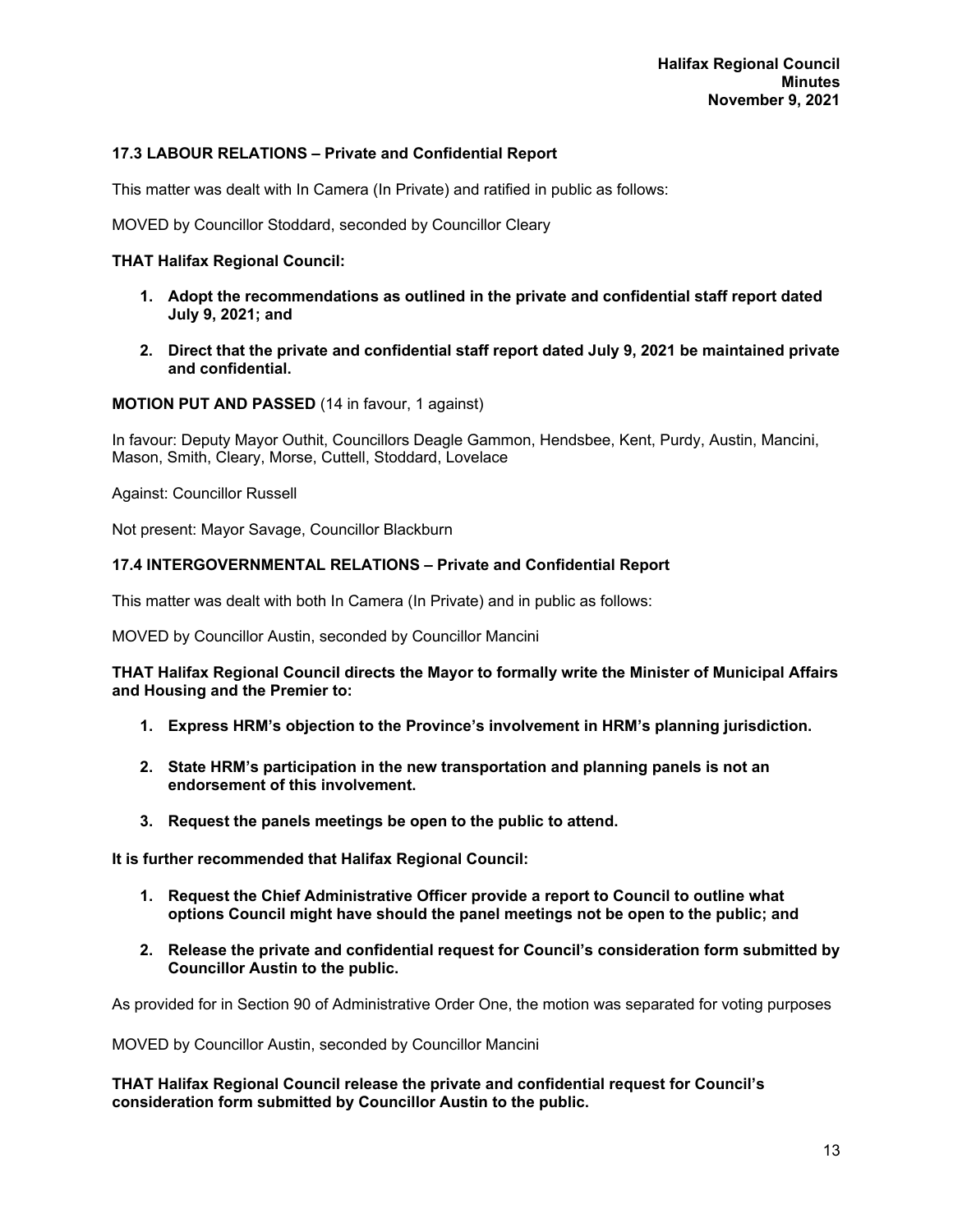### 17.3 LABOUR RELATIONS – Private and Confidential Report

This matter was dealt with In Camera (In Private) and ratified in public as follows:

MOVED by Councillor Stoddard, seconded by Councillor Cleary

**THAT Halifax Regional Council:**

1. **Adopt the recommendations as outlined in the private and confidential staff report dated July 9, 2021; and**

2. **Direct that the private and confidential staff report dated July 9, 2021 be maintained private and confidential.**

**MOTION PUT AND PASSED** (14 in favour, 1 against)

In favour: Deputy Mayor Outhit, Councillors Deagle Gammon, Hendsbee, Kent, Purdy, Austin, Mancini, Mason, Smith, Cleary, Morse, Cuttell, Stoddard, Lovelace

Against: Councillor Russell

Not present: Mayor Savage, Councillor Blackburn

### 17.4 INTERGOVERNMENTAL RELATIONS – Private and Confidential Report

This matter was dealt with both In Camera (In Private) and in public as follows:

MOVED by Councillor Austin, seconded by Councillor Mancini

**THAT Halifax Regional Council directs the Mayor to formally write the Minister of Municipal Affairs and Housing and the Premier to:**

1. **Express HRM's objection to the Province's involvement in HRM's planning jurisdiction.**

2. **State HRM's participation in the new transportation and planning panels is not an endorsement of this involvement.**

3. **Request the panels meetings be open to the public to attend.**

**It is further recommended that Halifax Regional Council:**

1. **Request the Chief Administrative Officer provide a report to Council to outline what options Council might have should the panel meetings not be open to the public; and**

2. **Release the private and confidential request for Council's consideration form submitted by Councillor Austin to the public.**

As provided for in Section 90 of Administrative Order One, the motion was separated for voting purposes

MOVED by Councillor Austin, seconded by Councillor Mancini

**THAT Halifax Regional Council release the private and confidential request for Council's consideration form submitted by Councillor Austin to the public.**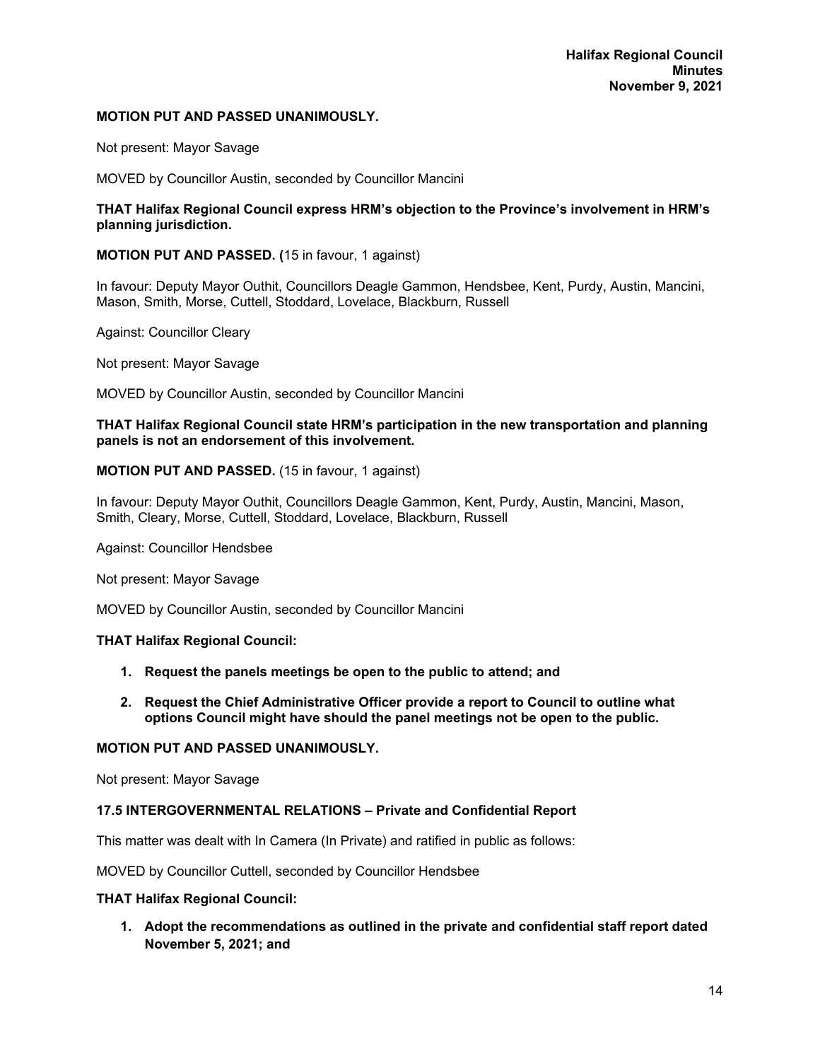**MOTION PUT AND PASSED UNANIMOUSLY.**

Not present: Mayor Savage

MOVED by Councillor Austin, seconded by Councillor Mancini

**THAT Halifax Regional Council express HRM's objection to the Province's involvement in HRM's planning jurisdiction.**

**MOTION PUT AND PASSED. (**15 in favour, 1 against)

In favour: Deputy Mayor Outhit, Councillors Deagle Gammon, Hendsbee, Kent, Purdy, Austin, Mancini, Mason, Smith, Morse, Cuttell, Stoddard, Lovelace, Blackburn, Russell

Against: Councillor Cleary

Not present: Mayor Savage

MOVED by Councillor Austin, seconded by Councillor Mancini

**THAT Halifax Regional Council state HRM's participation in the new transportation and planning panels is not an endorsement of this involvement.**

**MOTION PUT AND PASSED.** (15 in favour, 1 against)

In favour: Deputy Mayor Outhit, Councillors Deagle Gammon, Kent, Purdy, Austin, Mancini, Mason, Smith, Cleary, Morse, Cuttell, Stoddard, Lovelace, Blackburn, Russell

Against: Councillor Hendsbee

Not present: Mayor Savage

MOVED by Councillor Austin, seconded by Councillor Mancini

**THAT Halifax Regional Council:**

1. **Request the panels meetings be open to the public to attend; and**
2. **Request the Chief Administrative Officer provide a report to Council to outline what options Council might have should the panel meetings not be open to the public.**

**MOTION PUT AND PASSED UNANIMOUSLY.**

Not present: Mayor Savage

### 17.5 INTERGOVERNMENTAL RELATIONS – Private and Confidential Report

This matter was dealt with In Camera (In Private) and ratified in public as follows:

MOVED by Councillor Cuttell, seconded by Councillor Hendsbee

**THAT Halifax Regional Council:**

1. **Adopt the recommendations as outlined in the private and confidential staff report dated November 5, 2021; and**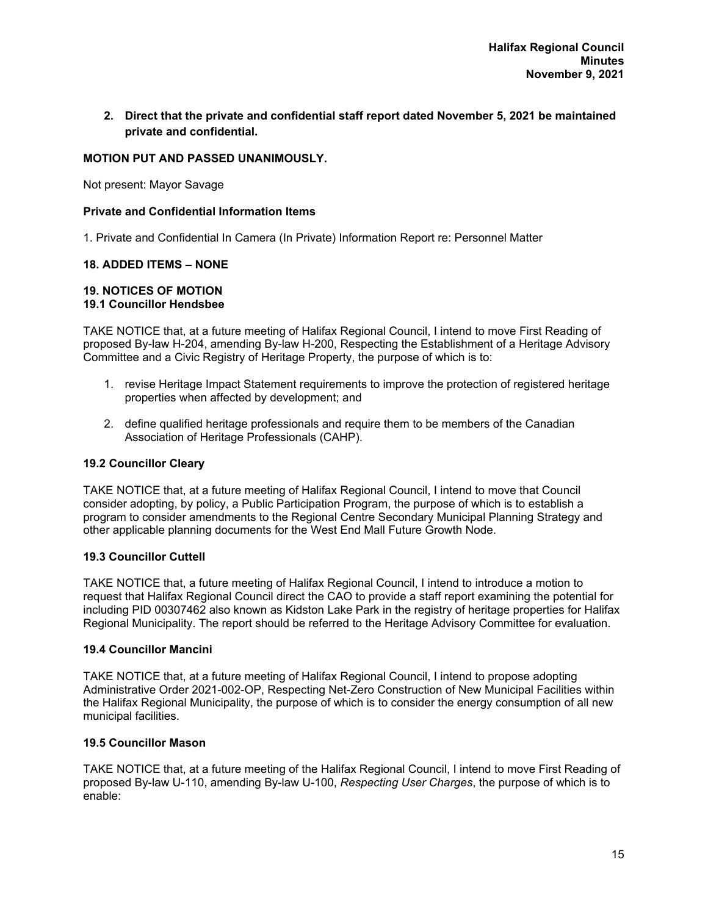**2. Direct that the private and confidential staff report dated November 5, 2021 be maintained private and confidential.**

**MOTION PUT AND PASSED UNANIMOUSLY.**

Not present: Mayor Savage

**Private and Confidential Information Items**

1. Private and Confidential In Camera (In Private) Information Report re: Personnel Matter

## 18. ADDED ITEMS – NONE

## 19. NOTICES OF MOTION

### 19.1 Councillor Hendsbee

TAKE NOTICE that, at a future meeting of Halifax Regional Council, I intend to move First Reading of proposed By-law H-204, amending By-law H-200, Respecting the Establishment of a Heritage Advisory Committee and a Civic Registry of Heritage Property, the purpose of which is to:

1. revise Heritage Impact Statement requirements to improve the protection of registered heritage properties when affected by development; and

2. define qualified heritage professionals and require them to be members of the Canadian Association of Heritage Professionals (CAHP).

### 19.2 Councillor Cleary

TAKE NOTICE that, at a future meeting of Halifax Regional Council, I intend to move that Council consider adopting, by policy, a Public Participation Program, the purpose of which is to establish a program to consider amendments to the Regional Centre Secondary Municipal Planning Strategy and other applicable planning documents for the West End Mall Future Growth Node.

### 19.3 Councillor Cuttell

TAKE NOTICE that, a future meeting of Halifax Regional Council, I intend to introduce a motion to request that Halifax Regional Council direct the CAO to provide a staff report examining the potential for including PID 00307462 also known as Kidston Lake Park in the registry of heritage properties for Halifax Regional Municipality. The report should be referred to the Heritage Advisory Committee for evaluation.

### 19.4 Councillor Mancini

TAKE NOTICE that, at a future meeting of Halifax Regional Council, I intend to propose adopting Administrative Order 2021-002-OP, Respecting Net-Zero Construction of New Municipal Facilities within the Halifax Regional Municipality, the purpose of which is to consider the energy consumption of all new municipal facilities.

### 19.5 Councillor Mason

TAKE NOTICE that, at a future meeting of the Halifax Regional Council, I intend to move First Reading of proposed By-law U-110, amending By-law U-100, *Respecting User Charges*, the purpose of which is to enable: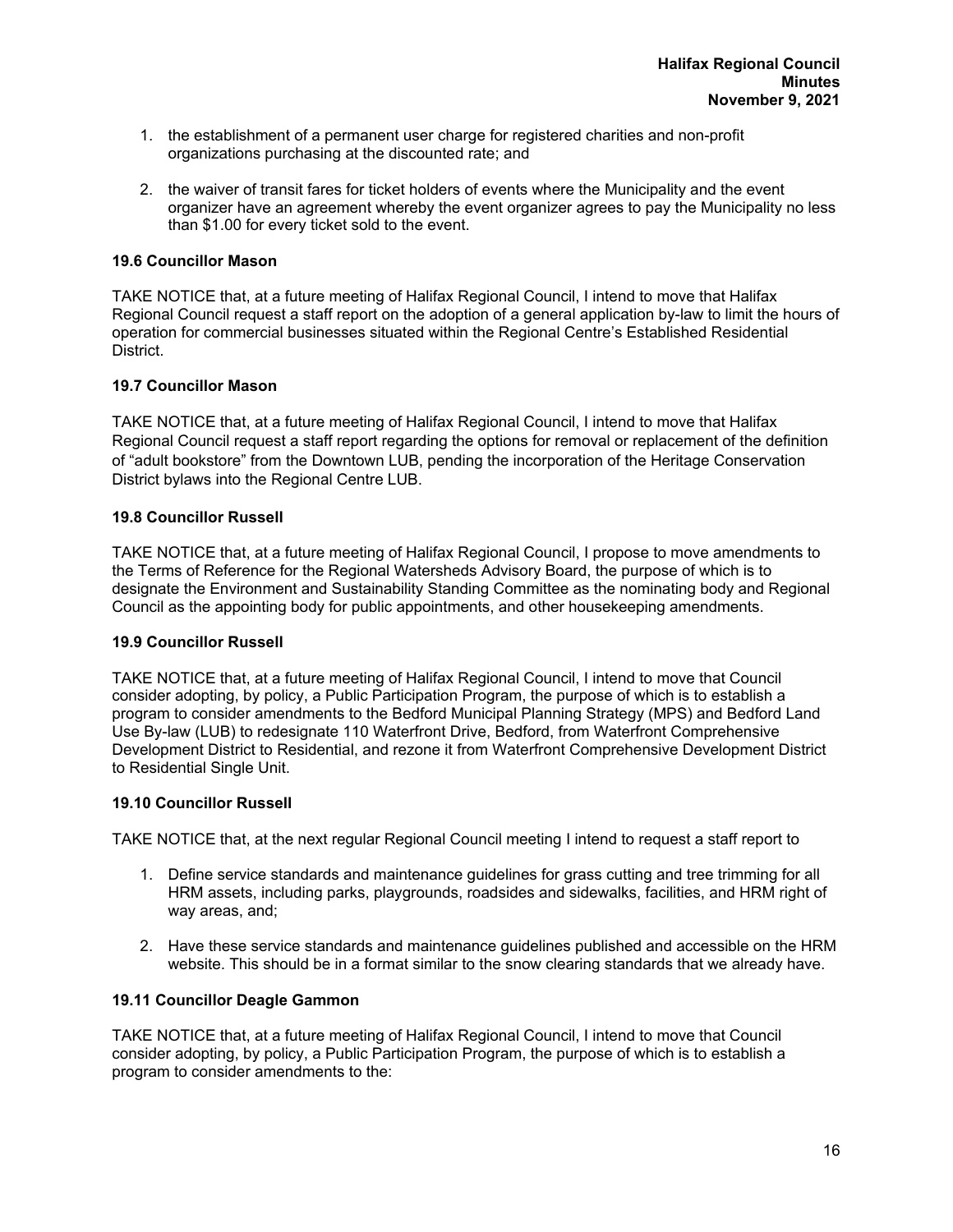1. the establishment of a permanent user charge for registered charities and non-profit organizations purchasing at the discounted rate; and

2. the waiver of transit fares for ticket holders of events where the Municipality and the event organizer have an agreement whereby the event organizer agrees to pay the Municipality no less than $1.00 for every ticket sold to the event.

**19.6 Councillor Mason**

TAKE NOTICE that, at a future meeting of Halifax Regional Council, I intend to move that Halifax Regional Council request a staff report on the adoption of a general application by-law to limit the hours of operation for commercial businesses situated within the Regional Centre's Established Residential District.

**19.7 Councillor Mason**

TAKE NOTICE that, at a future meeting of Halifax Regional Council, I intend to move that Halifax Regional Council request a staff report regarding the options for removal or replacement of the definition of "adult bookstore" from the Downtown LUB, pending the incorporation of the Heritage Conservation District bylaws into the Regional Centre LUB.

**19.8 Councillor Russell**

TAKE NOTICE that, at a future meeting of Halifax Regional Council, I propose to move amendments to the Terms of Reference for the Regional Watersheds Advisory Board, the purpose of which is to designate the Environment and Sustainability Standing Committee as the nominating body and Regional Council as the appointing body for public appointments, and other housekeeping amendments.

**19.9 Councillor Russell**

TAKE NOTICE that, at a future meeting of Halifax Regional Council, I intend to move that Council consider adopting, by policy, a Public Participation Program, the purpose of which is to establish a program to consider amendments to the Bedford Municipal Planning Strategy (MPS) and Bedford Land Use By-law (LUB) to redesignate 110 Waterfront Drive, Bedford, from Waterfront Comprehensive Development District to Residential, and rezone it from Waterfront Comprehensive Development District to Residential Single Unit.

**19.10 Councillor Russell**

TAKE NOTICE that, at the next regular Regional Council meeting I intend to request a staff report to

1. Define service standards and maintenance guidelines for grass cutting and tree trimming for all HRM assets, including parks, playgrounds, roadsides and sidewalks, facilities, and HRM right of way areas, and;

2. Have these service standards and maintenance guidelines published and accessible on the HRM website. This should be in a format similar to the snow clearing standards that we already have.

**19.11 Councillor Deagle Gammon**

TAKE NOTICE that, at a future meeting of Halifax Regional Council, I intend to move that Council consider adopting, by policy, a Public Participation Program, the purpose of which is to establish a program to consider amendments to the: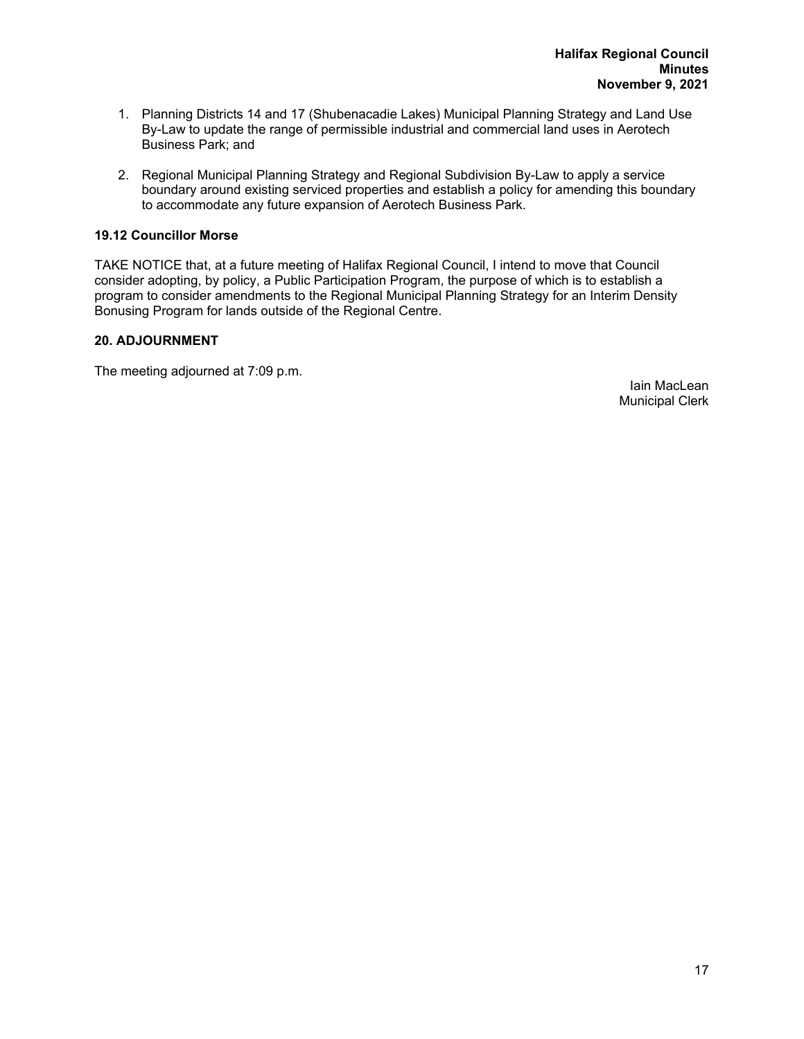1. Planning Districts 14 and 17 (Shubenacadie Lakes) Municipal Planning Strategy and Land Use By-Law to update the range of permissible industrial and commercial land uses in Aerotech Business Park; and

2. Regional Municipal Planning Strategy and Regional Subdivision By-Law to apply a service boundary around existing serviced properties and establish a policy for amending this boundary to accommodate any future expansion of Aerotech Business Park.

**19.12 Councillor Morse**

TAKE NOTICE that, at a future meeting of Halifax Regional Council, I intend to move that Council consider adopting, by policy, a Public Participation Program, the purpose of which is to establish a program to consider amendments to the Regional Municipal Planning Strategy for an Interim Density Bonusing Program for lands outside of the Regional Centre.

**20. ADJOURNMENT**

The meeting adjourned at 7:09 p.m.

Iain MacLean
Municipal Clerk